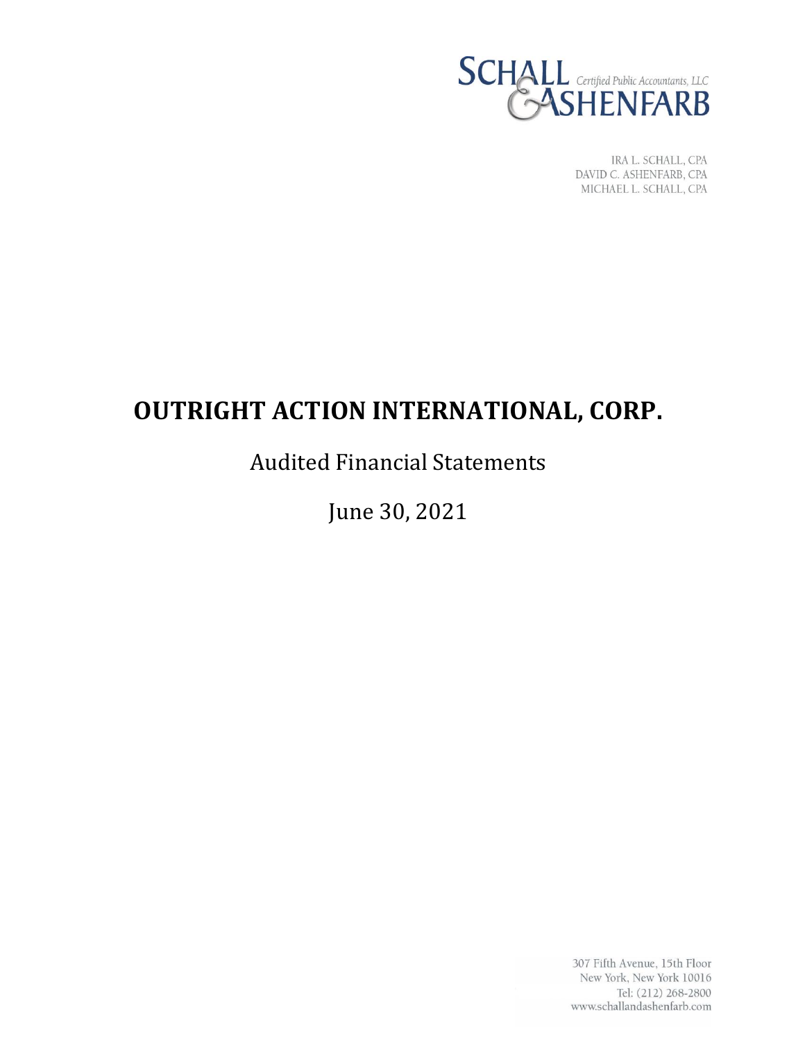SCHALL & ASHENFARB Certified Public Accountants, LLC

IRA L. SCHALL, CPA
DAVID C. ASHENFARB, CPA
MICHAEL L. SCHALL, CPA

# OUTRIGHT ACTION INTERNATIONAL, CORP.

Audited Financial Statements

June 30, 2021

307 Fifth Avenue, 15th Floor
New York, New York 10016
Tel: (212) 268-2800
www.schallandashenfarb.com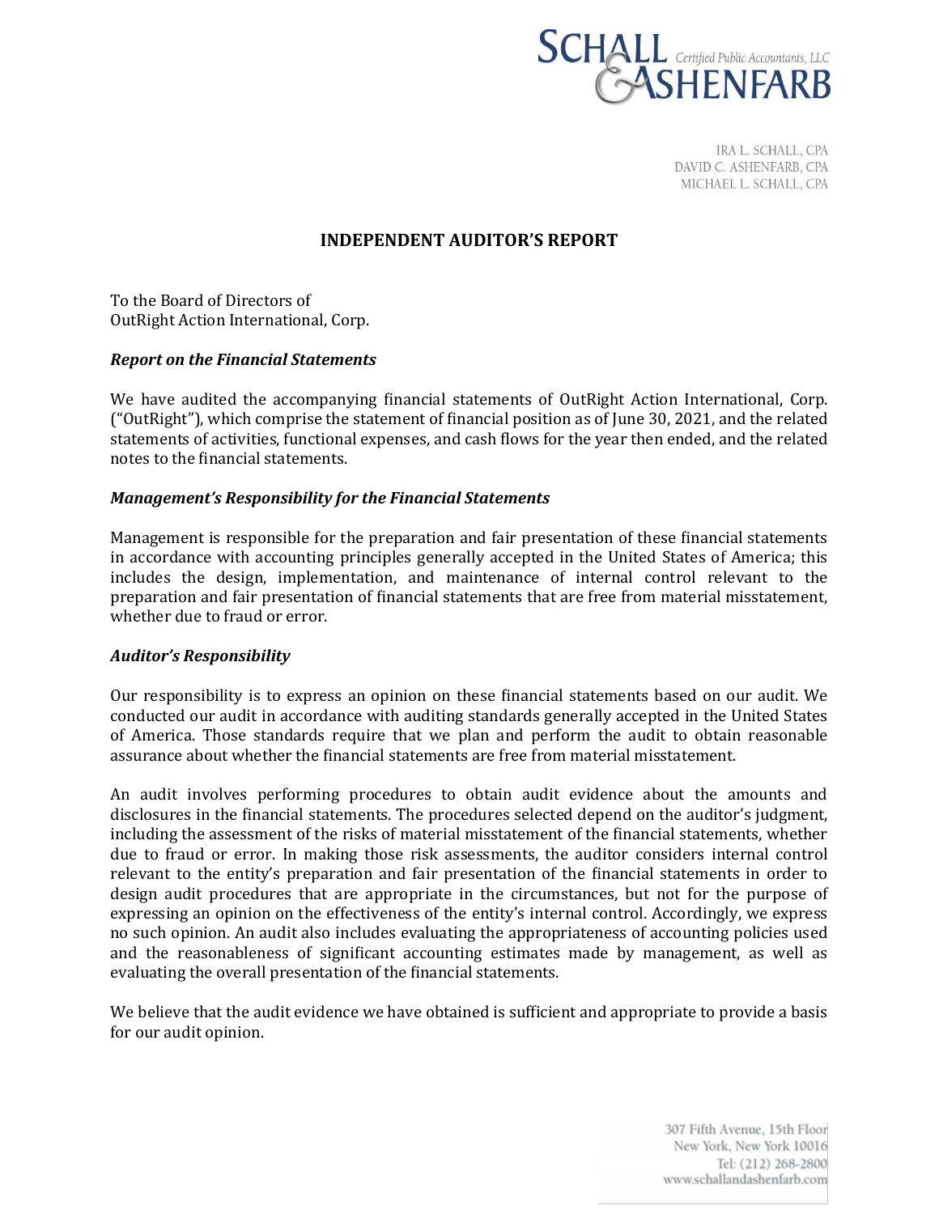SCHALL & ASHENFARB Certified Public Accountants, LLC

IRA L. SCHALL, CPA
DAVID C. ASHENFARB, CPA
MICHAEL L. SCHALL, CPA

## INDEPENDENT AUDITOR'S REPORT

To the Board of Directors of
OutRight Action International, Corp.

### *Report on the Financial Statements*

We have audited the accompanying financial statements of OutRight Action International, Corp. ("OutRight"), which comprise the statement of financial position as of June 30, 2021, and the related statements of activities, functional expenses, and cash flows for the year then ended, and the related notes to the financial statements.

### *Management's Responsibility for the Financial Statements*

Management is responsible for the preparation and fair presentation of these financial statements in accordance with accounting principles generally accepted in the United States of America; this includes the design, implementation, and maintenance of internal control relevant to the preparation and fair presentation of financial statements that are free from material misstatement, whether due to fraud or error.

### *Auditor's Responsibility*

Our responsibility is to express an opinion on these financial statements based on our audit. We conducted our audit in accordance with auditing standards generally accepted in the United States of America. Those standards require that we plan and perform the audit to obtain reasonable assurance about whether the financial statements are free from material misstatement.

An audit involves performing procedures to obtain audit evidence about the amounts and disclosures in the financial statements. The procedures selected depend on the auditor's judgment, including the assessment of the risks of material misstatement of the financial statements, whether due to fraud or error. In making those risk assessments, the auditor considers internal control relevant to the entity's preparation and fair presentation of the financial statements in order to design audit procedures that are appropriate in the circumstances, but not for the purpose of expressing an opinion on the effectiveness of the entity's internal control. Accordingly, we express no such opinion. An audit also includes evaluating the appropriateness of accounting policies used and the reasonableness of significant accounting estimates made by management, as well as evaluating the overall presentation of the financial statements.

We believe that the audit evidence we have obtained is sufficient and appropriate to provide a basis for our audit opinion.

307 Fifth Avenue, 15th Floor
New York, New York 10016
Tel: (212) 268-2800
www.schallandashenfarb.com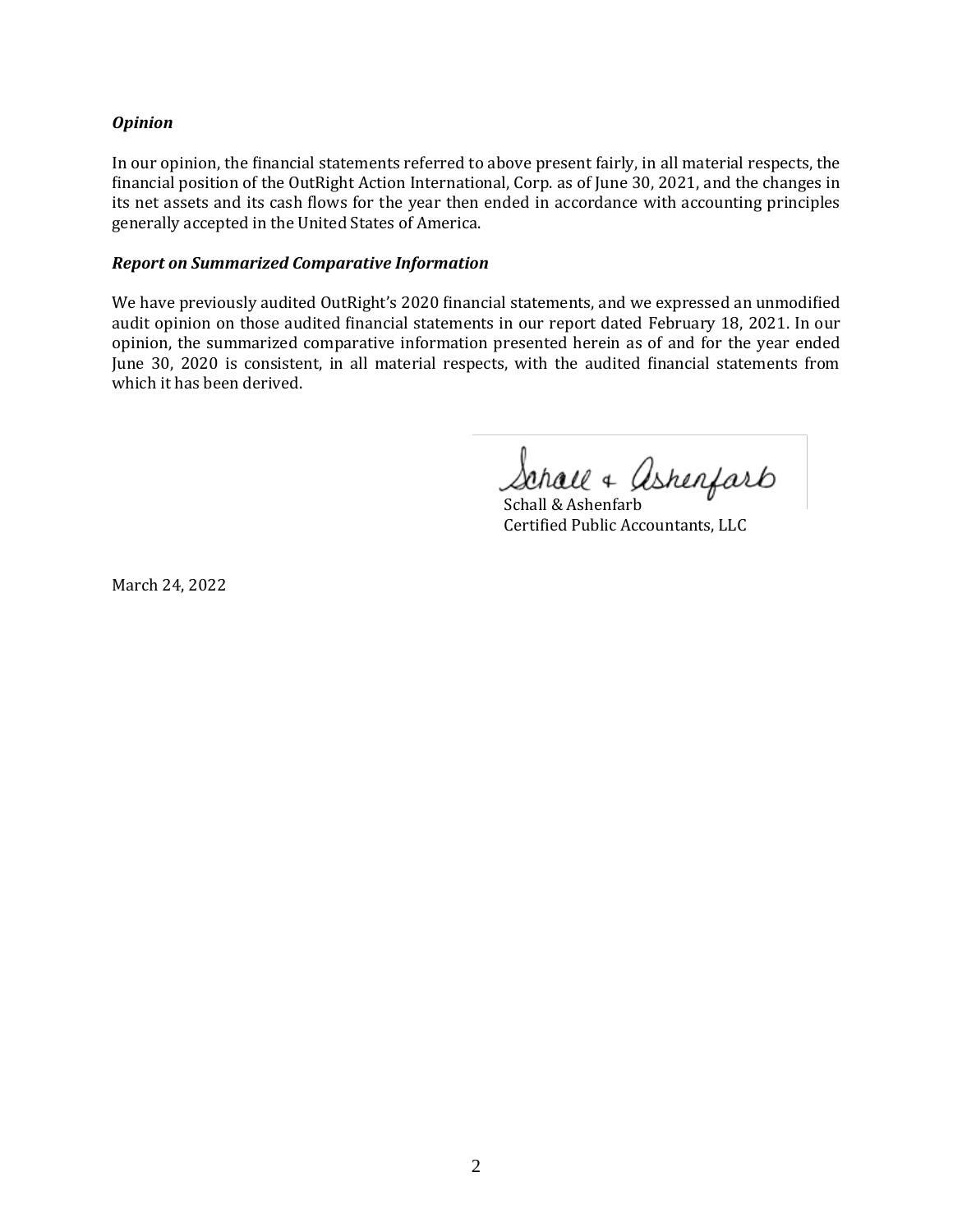***Opinion***

In our opinion, the financial statements referred to above present fairly, in all material respects, the financial position of the OutRight Action International, Corp. as of June 30, 2021, and the changes in its net assets and its cash flows for the year then ended in accordance with accounting principles generally accepted in the United States of America.

***Report on Summarized Comparative Information***

We have previously audited OutRight's 2020 financial statements, and we expressed an unmodified audit opinion on those audited financial statements in our report dated February 18, 2021. In our opinion, the summarized comparative information presented herein as of and for the year ended June 30, 2020 is consistent, in all material respects, with the audited financial statements from which it has been derived.

Schall & Ashenfarb
Certified Public Accountants, LLC

March 24, 2022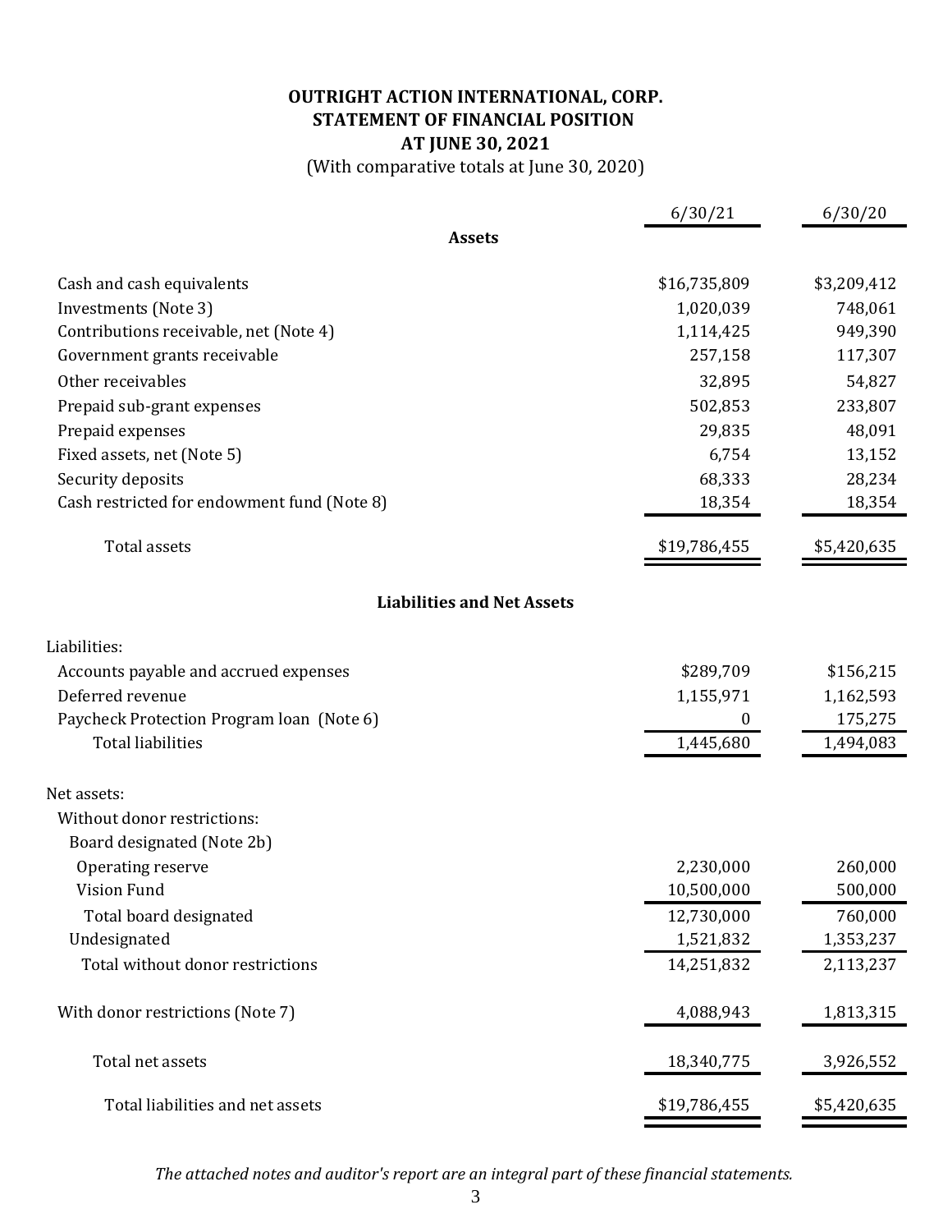# OUTRIGHT ACTION INTERNATIONAL, CORP.
## STATEMENT OF FINANCIAL POSITION
## AT JUNE 30, 2021

(With comparative totals at June 30, 2020)

| | 6/30/21 | 6/30/20 |
|---|---|---|
| **Assets** | | |
| Cash and cash equivalents | $16,735,809 | $3,209,412 |
| Investments (Note 3) | 1,020,039 | 748,061 |
| Contributions receivable, net (Note 4) | 1,114,425 | 949,390 |
| Government grants receivable | 257,158 | 117,307 |
| Other receivables | 32,895 | 54,827 |
| Prepaid sub-grant expenses | 502,853 | 233,807 |
| Prepaid expenses | 29,835 | 48,091 |
| Fixed assets, net (Note 5) | 6,754 | 13,152 |
| Security deposits | 68,333 | 28,234 |
| Cash restricted for endowment fund (Note 8) | 18,354 | 18,354 |
| Total assets | $19,786,455 | $5,420,635 |
| **Liabilities and Net Assets** | | |
| Liabilities: | | |
| Accounts payable and accrued expenses | $289,709 | $156,215 |
| Deferred revenue | 1,155,971 | 1,162,593 |
| Paycheck Protection Program loan (Note 6) | 0 | 175,275 |
| Total liabilities | 1,445,680 | 1,494,083 |
| Net assets: | | |
| Without donor restrictions: | | |
| Board designated (Note 2b) | | |
| Operating reserve | 2,230,000 | 260,000 |
| Vision Fund | 10,500,000 | 500,000 |
| Total board designated | 12,730,000 | 760,000 |
| Undesignated | 1,521,832 | 1,353,237 |
| Total without donor restrictions | 14,251,832 | 2,113,237 |
| With donor restrictions (Note 7) | 4,088,943 | 1,813,315 |
| Total net assets | 18,340,775 | 3,926,552 |
| Total liabilities and net assets | $19,786,455 | $5,420,635 |

*The attached notes and auditor's report are an integral part of these financial statements.*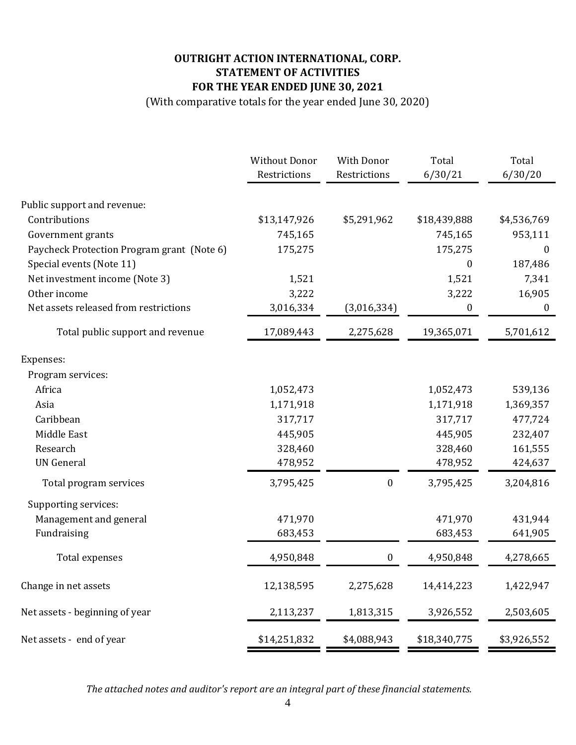# OUTRIGHT ACTION INTERNATIONAL, CORP.
## STATEMENT OF ACTIVITIES
## FOR THE YEAR ENDED JUNE 30, 2021

(With comparative totals for the year ended June 30, 2020)

| | Without Donor Restrictions | With Donor Restrictions | Total 6/30/21 | Total 6/30/20 |
|---|---|---|---|---|
| Public support and revenue: | | | | |
| Contributions | $13,147,926 | $5,291,962 | $18,439,888 | $4,536,769 |
| Government grants | 745,165 | | 745,165 | 953,111 |
| Paycheck Protection Program grant (Note 6) | 175,275 | | 175,275 | 0 |
| Special events (Note 11) | | | 0 | 187,486 |
| Net investment income (Note 3) | 1,521 | | 1,521 | 7,341 |
| Other income | 3,222 | | 3,222 | 16,905 |
| Net assets released from restrictions | 3,016,334 | (3,016,334) | 0 | 0 |
| Total public support and revenue | 17,089,443 | 2,275,628 | 19,365,071 | 5,701,612 |
| Expenses: | | | | |
| Program services: | | | | |
| Africa | 1,052,473 | | 1,052,473 | 539,136 |
| Asia | 1,171,918 | | 1,171,918 | 1,369,357 |
| Caribbean | 317,717 | | 317,717 | 477,724 |
| Middle East | 445,905 | | 445,905 | 232,407 |
| Research | 328,460 | | 328,460 | 161,555 |
| UN General | 478,952 | | 478,952 | 424,637 |
| Total program services | 3,795,425 | 0 | 3,795,425 | 3,204,816 |
| Supporting services: | | | | |
| Management and general | 471,970 | | 471,970 | 431,944 |
| Fundraising | 683,453 | | 683,453 | 641,905 |
| Total expenses | 4,950,848 | 0 | 4,950,848 | 4,278,665 |
| Change in net assets | 12,138,595 | 2,275,628 | 14,414,223 | 1,422,947 |
| Net assets - beginning of year | 2,113,237 | 1,813,315 | 3,926,552 | 2,503,605 |
| Net assets - end of year | $14,251,832 | $4,088,943 | $18,340,775 | $3,926,552 |

*The attached notes and auditor's report are an integral part of these financial statements.*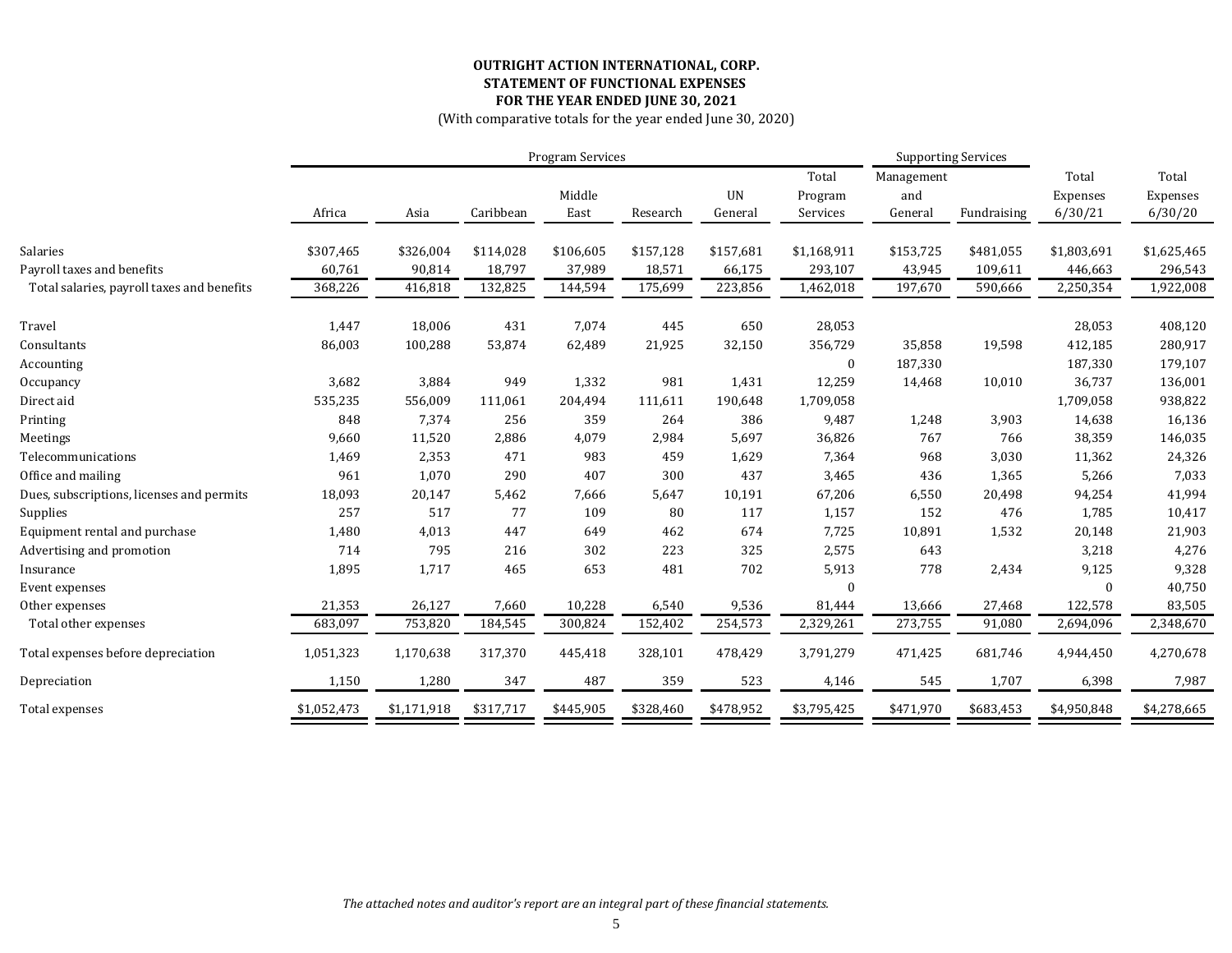# OUTRIGHT ACTION INTERNATIONAL, CORP.
## STATEMENT OF FUNCTIONAL EXPENSES
### FOR THE YEAR ENDED JUNE 30, 2021

(With comparative totals for the year ended June 30, 2020)

| | Program Services | | | | | | | Supporting Services | | | |
|---|---|---|---|---|---|---|---|---|---|---|---|
| | Africa | Asia | Caribbean | Middle East | Research | UN General | Total Program Services | Management and General | Fundraising | Total Expenses 6/30/21 | Total Expenses 6/30/20 |
| Salaries | $307,465 | $326,004 | $114,028 | $106,605 | $157,128 | $157,681 | $1,168,911 | $153,725 | $481,055 | $1,803,691 | $1,625,465 |
| Payroll taxes and benefits | 60,761 | 90,814 | 18,797 | 37,989 | 18,571 | 66,175 | 293,107 | 43,945 | 109,611 | 446,663 | 296,543 |
| Total salaries, payroll taxes and benefits | 368,226 | 416,818 | 132,825 | 144,594 | 175,699 | 223,856 | 1,462,018 | 197,670 | 590,666 | 2,250,354 | 1,922,008 |
| Travel | 1,447 | 18,006 | 431 | 7,074 | 445 | 650 | 28,053 | | | 28,053 | 408,120 |
| Consultants | 86,003 | 100,288 | 53,874 | 62,489 | 21,925 | 32,150 | 356,729 | 35,858 | 19,598 | 412,185 | 280,917 |
| Accounting | | | | | | | 0 | 187,330 | | 187,330 | 179,107 |
| Occupancy | 3,682 | 3,884 | 949 | 1,332 | 981 | 1,431 | 12,259 | 14,468 | 10,010 | 36,737 | 136,001 |
| Direct aid | 535,235 | 556,009 | 111,061 | 204,494 | 111,611 | 190,648 | 1,709,058 | | | 1,709,058 | 938,822 |
| Printing | 848 | 7,374 | 256 | 359 | 264 | 386 | 9,487 | 1,248 | 3,903 | 14,638 | 16,136 |
| Meetings | 9,660 | 11,520 | 2,886 | 4,079 | 2,984 | 5,697 | 36,826 | 767 | 766 | 38,359 | 146,035 |
| Telecommunications | 1,469 | 2,353 | 471 | 983 | 459 | 1,629 | 7,364 | 968 | 3,030 | 11,362 | 24,326 |
| Office and mailing | 961 | 1,070 | 290 | 407 | 300 | 437 | 3,465 | 436 | 1,365 | 5,266 | 7,033 |
| Dues, subscriptions, licenses and permits | 18,093 | 20,147 | 5,462 | 7,666 | 5,647 | 10,191 | 67,206 | 6,550 | 20,498 | 94,254 | 41,994 |
| Supplies | 257 | 517 | 77 | 109 | 80 | 117 | 1,157 | 152 | 476 | 1,785 | 10,417 |
| Equipment rental and purchase | 1,480 | 4,013 | 447 | 649 | 462 | 674 | 7,725 | 10,891 | 1,532 | 20,148 | 21,903 |
| Advertising and promotion | 714 | 795 | 216 | 302 | 223 | 325 | 2,575 | 643 | | 3,218 | 4,276 |
| Insurance | 1,895 | 1,717 | 465 | 653 | 481 | 702 | 5,913 | 778 | 2,434 | 9,125 | 9,328 |
| Event expenses | | | | | | | 0 | | | 0 | 40,750 |
| Other expenses | 21,353 | 26,127 | 7,660 | 10,228 | 6,540 | 9,536 | 81,444 | 13,666 | 27,468 | 122,578 | 83,505 |
| Total other expenses | 683,097 | 753,820 | 184,545 | 300,824 | 152,402 | 254,573 | 2,329,261 | 273,755 | 91,080 | 2,694,096 | 2,348,670 |
| Total expenses before depreciation | 1,051,323 | 1,170,638 | 317,370 | 445,418 | 328,101 | 478,429 | 3,791,279 | 471,425 | 681,746 | 4,944,450 | 4,270,678 |
| Depreciation | 1,150 | 1,280 | 347 | 487 | 359 | 523 | 4,146 | 545 | 1,707 | 6,398 | 7,987 |
| Total expenses | $1,052,473 | $1,171,918 | $317,717 | $445,905 | $328,460 | $478,952 | $3,795,425 | $471,970 | $683,453 | $4,950,848 | $4,278,665 |

*The attached notes and auditor's report are an integral part of these financial statements.*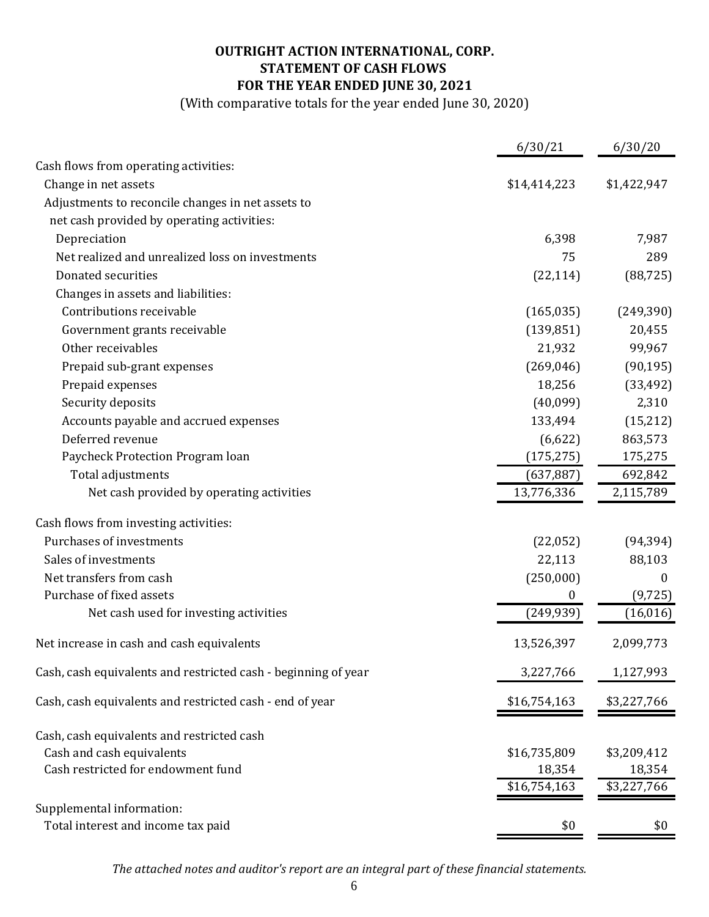# OUTRIGHT ACTION INTERNATIONAL, CORP.
## STATEMENT OF CASH FLOWS
## FOR THE YEAR ENDED JUNE 30, 2021

(With comparative totals for the year ended June 30, 2020)

| | 6/30/21 | 6/30/20 |
|---|---|---|
| Cash flows from operating activities: | | |
| Change in net assets | $14,414,223 | $1,422,947 |
| Adjustments to reconcile changes in net assets to net cash provided by operating activities: | | |
| Depreciation | 6,398 | 7,987 |
| Net realized and unrealized loss on investments | 75 | 289 |
| Donated securities | (22,114) | (88,725) |
| Changes in assets and liabilities: | | |
| Contributions receivable | (165,035) | (249,390) |
| Government grants receivable | (139,851) | 20,455 |
| Other receivables | 21,932 | 99,967 |
| Prepaid sub-grant expenses | (269,046) | (90,195) |
| Prepaid expenses | 18,256 | (33,492) |
| Security deposits | (40,099) | 2,310 |
| Accounts payable and accrued expenses | 133,494 | (15,212) |
| Deferred revenue | (6,622) | 863,573 |
| Paycheck Protection Program loan | (175,275) | 175,275 |
| Total adjustments | (637,887) | 692,842 |
| Net cash provided by operating activities | 13,776,336 | 2,115,789 |
| Cash flows from investing activities: | | |
| Purchases of investments | (22,052) | (94,394) |
| Sales of investments | 22,113 | 88,103 |
| Net transfers from cash | (250,000) | 0 |
| Purchase of fixed assets | 0 | (9,725) |
| Net cash used for investing activities | (249,939) | (16,016) |
| Net increase in cash and cash equivalents | 13,526,397 | 2,099,773 |
| Cash, cash equivalents and restricted cash - beginning of year | 3,227,766 | 1,127,993 |
| Cash, cash equivalents and restricted cash - end of year | $16,754,163 | $3,227,766 |
| Cash, cash equivalents and restricted cash | | |
| Cash and cash equivalents | $16,735,809 | $3,209,412 |
| Cash restricted for endowment fund | 18,354 | 18,354 |
| | $16,754,163 | $3,227,766 |
| Supplemental information: | | |
| Total interest and income tax paid | $0 | $0 |

*The attached notes and auditor's report are an integral part of these financial statements.*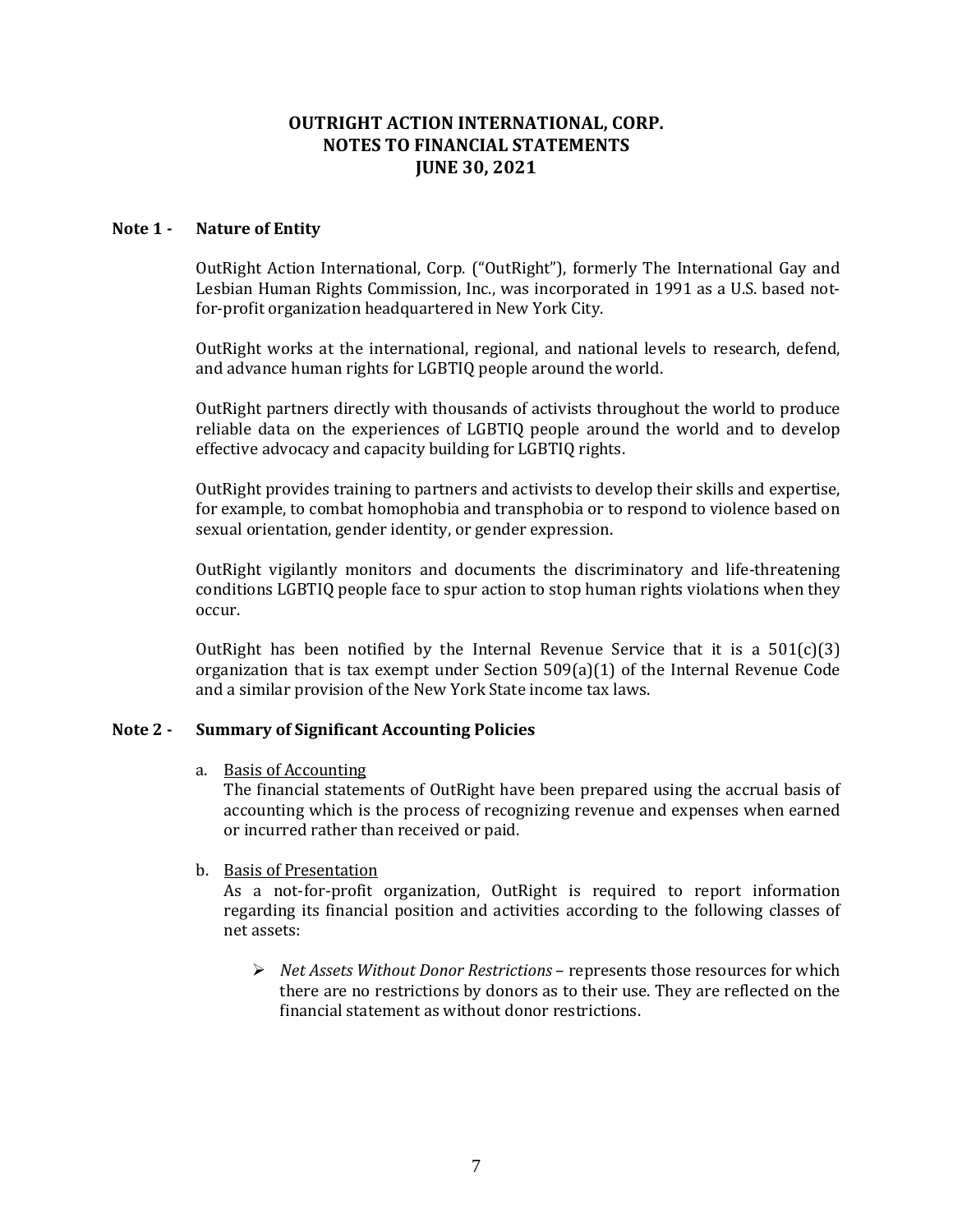# OUTRIGHT ACTION INTERNATIONAL, CORP.
# NOTES TO FINANCIAL STATEMENTS
# JUNE 30, 2021

## Note 1 - Nature of Entity

OutRight Action International, Corp. ("OutRight"), formerly The International Gay and Lesbian Human Rights Commission, Inc., was incorporated in 1991 as a U.S. based not-for-profit organization headquartered in New York City.

OutRight works at the international, regional, and national levels to research, defend, and advance human rights for LGBTIQ people around the world.

OutRight partners directly with thousands of activists throughout the world to produce reliable data on the experiences of LGBTIQ people around the world and to develop effective advocacy and capacity building for LGBTIQ rights.

OutRight provides training to partners and activists to develop their skills and expertise, for example, to combat homophobia and transphobia or to respond to violence based on sexual orientation, gender identity, or gender expression.

OutRight vigilantly monitors and documents the discriminatory and life-threatening conditions LGBTIQ people face to spur action to stop human rights violations when they occur.

OutRight has been notified by the Internal Revenue Service that it is a 501(c)(3) organization that is tax exempt under Section 509(a)(1) of the Internal Revenue Code and a similar provision of the New York State income tax laws.

## Note 2 - Summary of Significant Accounting Policies

a. Basis of Accounting

The financial statements of OutRight have been prepared using the accrual basis of accounting which is the process of recognizing revenue and expenses when earned or incurred rather than received or paid.

b. Basis of Presentation

As a not-for-profit organization, OutRight is required to report information regarding its financial position and activities according to the following classes of net assets:

- *Net Assets Without Donor Restrictions* – represents those resources for which there are no restrictions by donors as to their use. They are reflected on the financial statement as without donor restrictions.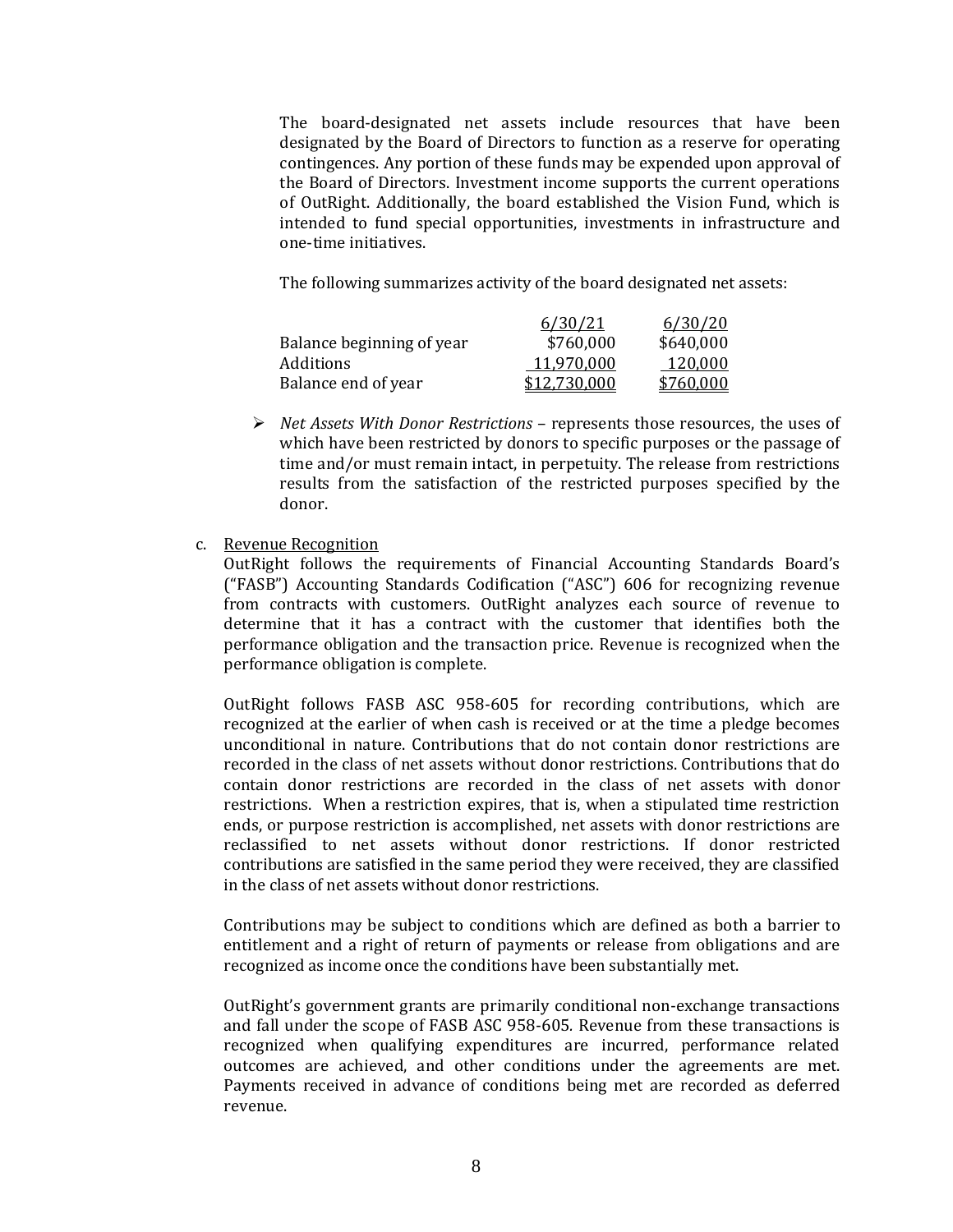The board-designated net assets include resources that have been designated by the Board of Directors to function as a reserve for operating contingences. Any portion of these funds may be expended upon approval of the Board of Directors. Investment income supports the current operations of OutRight. Additionally, the board established the Vision Fund, which is intended to fund special opportunities, investments in infrastructure and one-time initiatives.

The following summarizes activity of the board designated net assets:

| | 6/30/21 | 6/30/20 |
|---|---|---|
| Balance beginning of year | $760,000 | $640,000 |
| Additions | 11,970,000 | 120,000 |
| Balance end of year | $12,730,000 | $760,000 |

- *Net Assets With Donor Restrictions* – represents those resources, the uses of which have been restricted by donors to specific purposes or the passage of time and/or must remain intact, in perpetuity. The release from restrictions results from the satisfaction of the restricted purposes specified by the donor.

c. Revenue Recognition

OutRight follows the requirements of Financial Accounting Standards Board's ("FASB") Accounting Standards Codification ("ASC") 606 for recognizing revenue from contracts with customers. OutRight analyzes each source of revenue to determine that it has a contract with the customer that identifies both the performance obligation and the transaction price. Revenue is recognized when the performance obligation is complete.

OutRight follows FASB ASC 958-605 for recording contributions, which are recognized at the earlier of when cash is received or at the time a pledge becomes unconditional in nature. Contributions that do not contain donor restrictions are recorded in the class of net assets without donor restrictions. Contributions that do contain donor restrictions are recorded in the class of net assets with donor restrictions. When a restriction expires, that is, when a stipulated time restriction ends, or purpose restriction is accomplished, net assets with donor restrictions are reclassified to net assets without donor restrictions. If donor restricted contributions are satisfied in the same period they were received, they are classified in the class of net assets without donor restrictions.

Contributions may be subject to conditions which are defined as both a barrier to entitlement and a right of return of payments or release from obligations and are recognized as income once the conditions have been substantially met.

OutRight's government grants are primarily conditional non-exchange transactions and fall under the scope of FASB ASC 958-605. Revenue from these transactions is recognized when qualifying expenditures are incurred, performance related outcomes are achieved, and other conditions under the agreements are met. Payments received in advance of conditions being met are recorded as deferred revenue.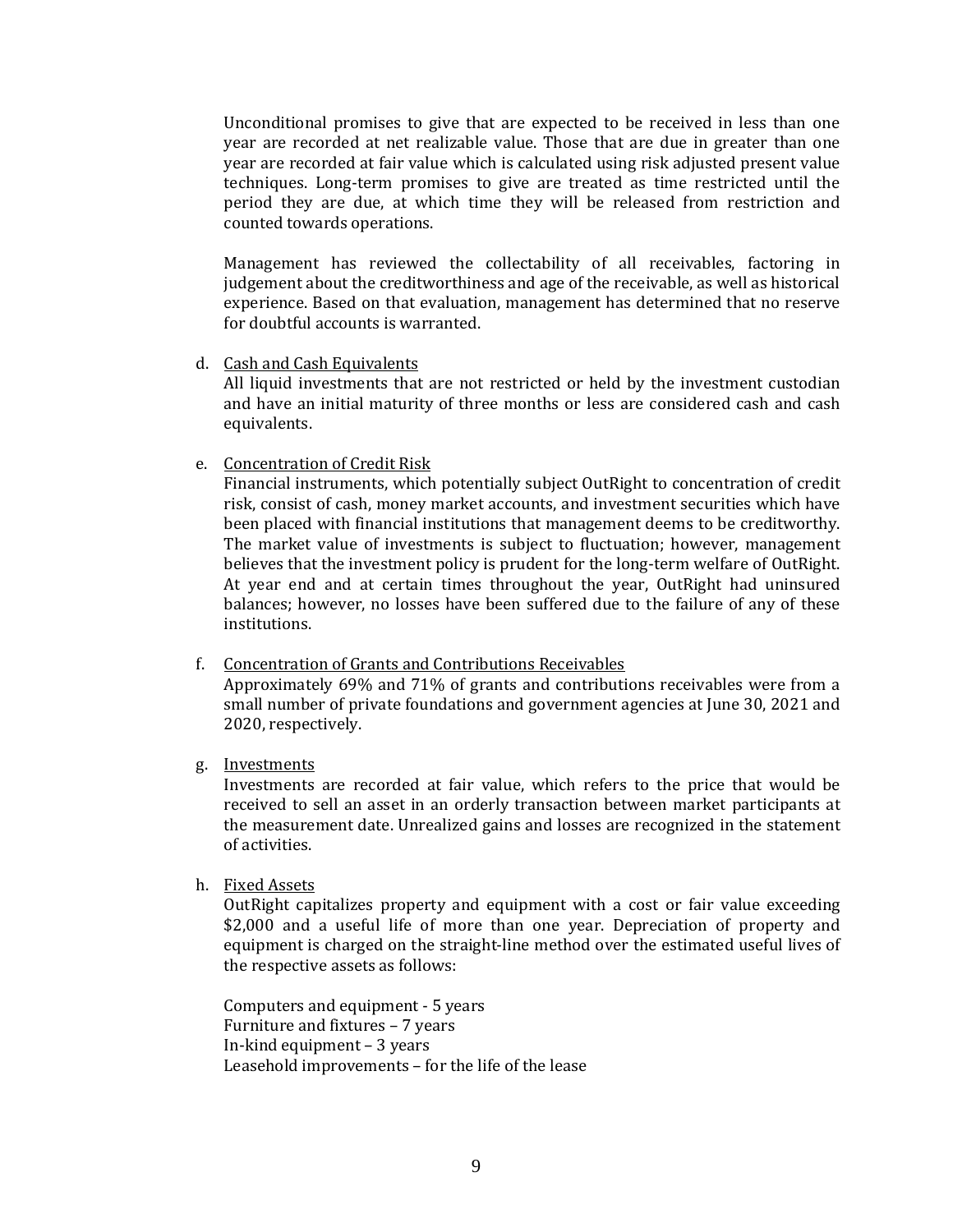Unconditional promises to give that are expected to be received in less than one year are recorded at net realizable value. Those that are due in greater than one year are recorded at fair value which is calculated using risk adjusted present value techniques. Long-term promises to give are treated as time restricted until the period they are due, at which time they will be released from restriction and counted towards operations.

Management has reviewed the collectability of all receivables, factoring in judgement about the creditworthiness and age of the receivable, as well as historical experience. Based on that evaluation, management has determined that no reserve for doubtful accounts is warranted.

d. Cash and Cash Equivalents

All liquid investments that are not restricted or held by the investment custodian and have an initial maturity of three months or less are considered cash and cash equivalents.

e. Concentration of Credit Risk

Financial instruments, which potentially subject OutRight to concentration of credit risk, consist of cash, money market accounts, and investment securities which have been placed with financial institutions that management deems to be creditworthy. The market value of investments is subject to fluctuation; however, management believes that the investment policy is prudent for the long-term welfare of OutRight. At year end and at certain times throughout the year, OutRight had uninsured balances; however, no losses have been suffered due to the failure of any of these institutions.

f. Concentration of Grants and Contributions Receivables

Approximately 69% and 71% of grants and contributions receivables were from a small number of private foundations and government agencies at June 30, 2021 and 2020, respectively.

g. Investments

Investments are recorded at fair value, which refers to the price that would be received to sell an asset in an orderly transaction between market participants at the measurement date. Unrealized gains and losses are recognized in the statement of activities.

h. Fixed Assets

OutRight capitalizes property and equipment with a cost or fair value exceeding $2,000 and a useful life of more than one year. Depreciation of property and equipment is charged on the straight-line method over the estimated useful lives of the respective assets as follows:

Computers and equipment - 5 years
Furniture and fixtures – 7 years
In-kind equipment – 3 years
Leasehold improvements – for the life of the lease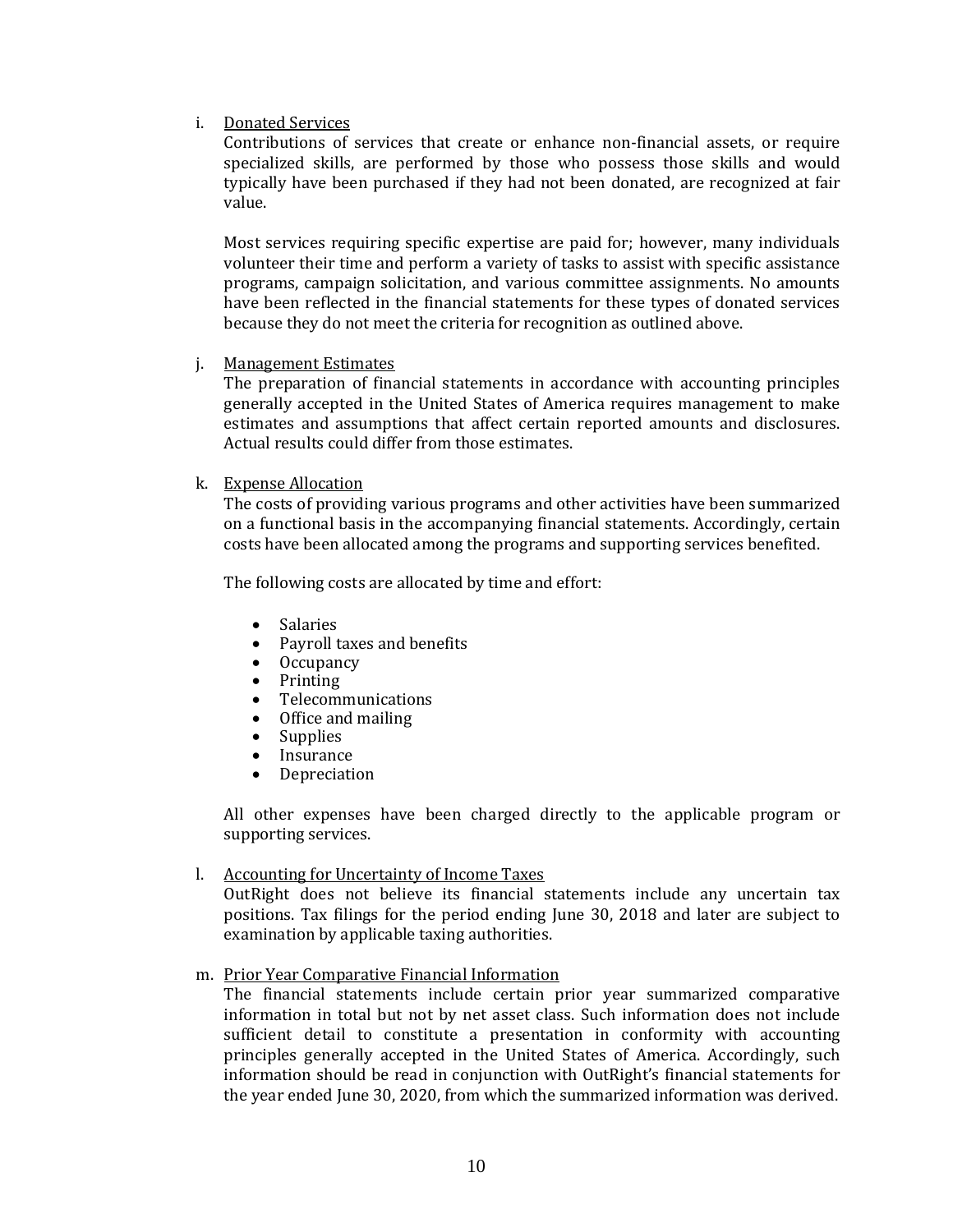i. Donated Services

Contributions of services that create or enhance non-financial assets, or require specialized skills, are performed by those who possess those skills and would typically have been purchased if they had not been donated, are recognized at fair value.

Most services requiring specific expertise are paid for; however, many individuals volunteer their time and perform a variety of tasks to assist with specific assistance programs, campaign solicitation, and various committee assignments. No amounts have been reflected in the financial statements for these types of donated services because they do not meet the criteria for recognition as outlined above.

j. Management Estimates

The preparation of financial statements in accordance with accounting principles generally accepted in the United States of America requires management to make estimates and assumptions that affect certain reported amounts and disclosures. Actual results could differ from those estimates.

k. Expense Allocation

The costs of providing various programs and other activities have been summarized on a functional basis in the accompanying financial statements. Accordingly, certain costs have been allocated among the programs and supporting services benefited.

The following costs are allocated by time and effort:

- Salaries
- Payroll taxes and benefits
- Occupancy
- Printing
- Telecommunications
- Office and mailing
- Supplies
- Insurance
- Depreciation

All other expenses have been charged directly to the applicable program or supporting services.

l. Accounting for Uncertainty of Income Taxes

OutRight does not believe its financial statements include any uncertain tax positions. Tax filings for the period ending June 30, 2018 and later are subject to examination by applicable taxing authorities.

m. Prior Year Comparative Financial Information

The financial statements include certain prior year summarized comparative information in total but not by net asset class. Such information does not include sufficient detail to constitute a presentation in conformity with accounting principles generally accepted in the United States of America. Accordingly, such information should be read in conjunction with OutRight's financial statements for the year ended June 30, 2020, from which the summarized information was derived.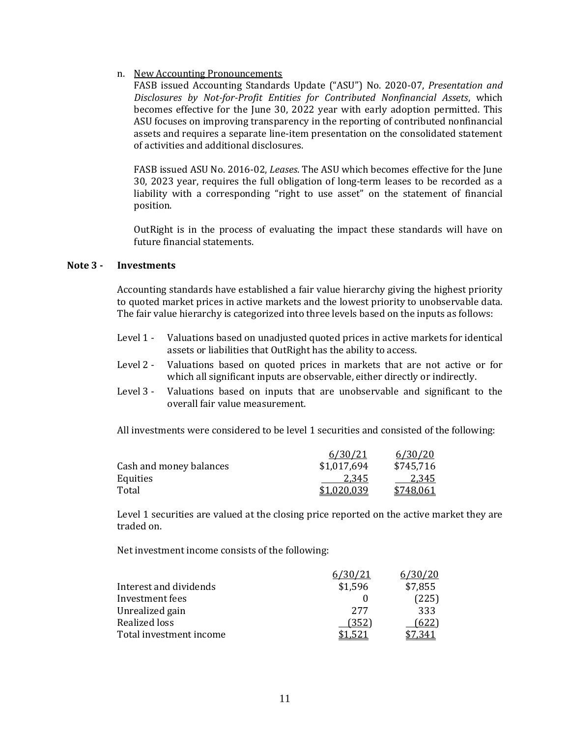n. New Accounting Pronouncements

FASB issued Accounting Standards Update ("ASU") No. 2020-07, *Presentation and Disclosures by Not-for-Profit Entities for Contributed Nonfinancial Assets*, which becomes effective for the June 30, 2022 year with early adoption permitted. This ASU focuses on improving transparency in the reporting of contributed nonfinancial assets and requires a separate line-item presentation on the consolidated statement of activities and additional disclosures.

FASB issued ASU No. 2016-02, *Leases*. The ASU which becomes effective for the June 30, 2023 year, requires the full obligation of long-term leases to be recorded as a liability with a corresponding "right to use asset" on the statement of financial position.

OutRight is in the process of evaluating the impact these standards will have on future financial statements.

## Note 3 - Investments

Accounting standards have established a fair value hierarchy giving the highest priority to quoted market prices in active markets and the lowest priority to unobservable data. The fair value hierarchy is categorized into three levels based on the inputs as follows:

- Level 1 - Valuations based on unadjusted quoted prices in active markets for identical assets or liabilities that OutRight has the ability to access.
- Level 2 - Valuations based on quoted prices in markets that are not active or for which all significant inputs are observable, either directly or indirectly.
- Level 3 - Valuations based on inputs that are unobservable and significant to the overall fair value measurement.

All investments were considered to be level 1 securities and consisted of the following:

| | 6/30/21 | 6/30/20 |
|---|---|---|
| Cash and money balances | $1,017,694 | $745,716 |
| Equities | 2,345 | 2,345 |
| Total | $1,020,039 | $748,061 |

Level 1 securities are valued at the closing price reported on the active market they are traded on.

Net investment income consists of the following:

| | 6/30/21 | 6/30/20 |
|---|---|---|
| Interest and dividends | $1,596 | $7,855 |
| Investment fees | 0 | (225) |
| Unrealized gain | 277 | 333 |
| Realized loss | (352) | (622) |
| Total investment income | $1,521 | $7,341 |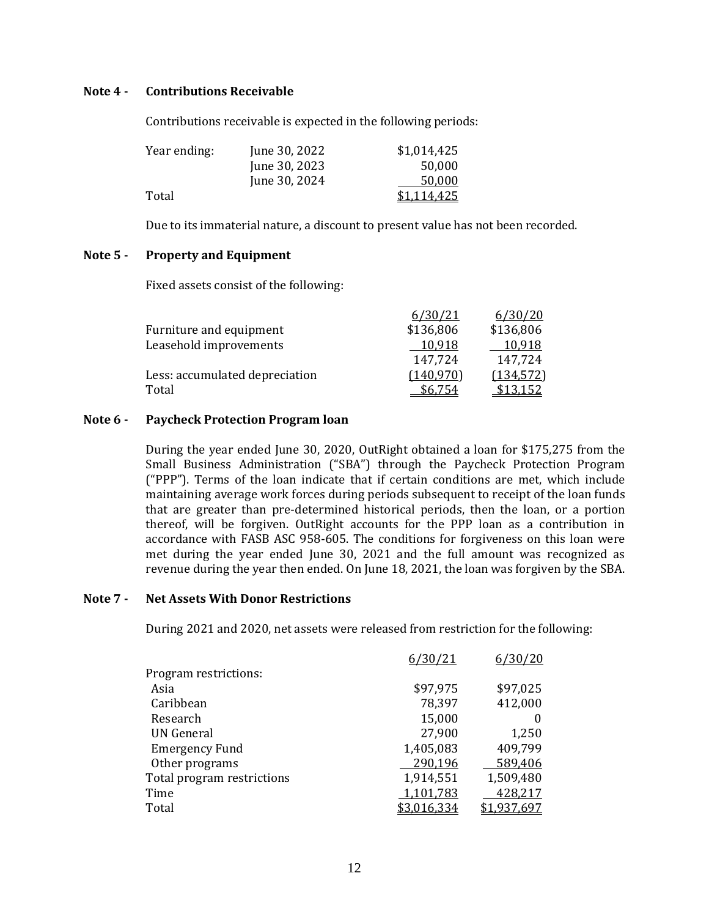### Note 4 - Contributions Receivable

Contributions receivable is expected in the following periods:

| Year ending: | | |
|---|---|---|
| | June 30, 2022 | $1,014,425 |
| | June 30, 2023 | 50,000 |
| | June 30, 2024 | 50,000 |
| Total | | $1,114,425 |

Due to its immaterial nature, a discount to present value has not been recorded.

### Note 5 - Property and Equipment

Fixed assets consist of the following:

| | 6/30/21 | 6/30/20 |
|---|---|---|
| Furniture and equipment | $136,806 | $136,806 |
| Leasehold improvements | 10,918 | 10,918 |
| | 147,724 | 147,724 |
| Less: accumulated depreciation | (140,970) | (134,572) |
| Total | $6,754 | $13,152 |

### Note 6 - Paycheck Protection Program loan

During the year ended June 30, 2020, OutRight obtained a loan for $175,275 from the Small Business Administration ("SBA") through the Paycheck Protection Program ("PPP"). Terms of the loan indicate that if certain conditions are met, which include maintaining average work forces during periods subsequent to receipt of the loan funds that are greater than pre-determined historical periods, then the loan, or a portion thereof, will be forgiven. OutRight accounts for the PPP loan as a contribution in accordance with FASB ASC 958-605. The conditions for forgiveness on this loan were met during the year ended June 30, 2021 and the full amount was recognized as revenue during the year then ended. On June 18, 2021, the loan was forgiven by the SBA.

### Note 7 - Net Assets With Donor Restrictions

During 2021 and 2020, net assets were released from restriction for the following:

| | 6/30/21 | 6/30/20 |
|---|---|---|
| Program restrictions: | | |
| Asia | $97,975 | $97,025 |
| Caribbean | 78,397 | 412,000 |
| Research | 15,000 | 0 |
| UN General | 27,900 | 1,250 |
| Emergency Fund | 1,405,083 | 409,799 |
| Other programs | 290,196 | 589,406 |
| Total program restrictions | 1,914,551 | 1,509,480 |
| Time | 1,101,783 | 428,217 |
| Total | $3,016,334 | $1,937,697 |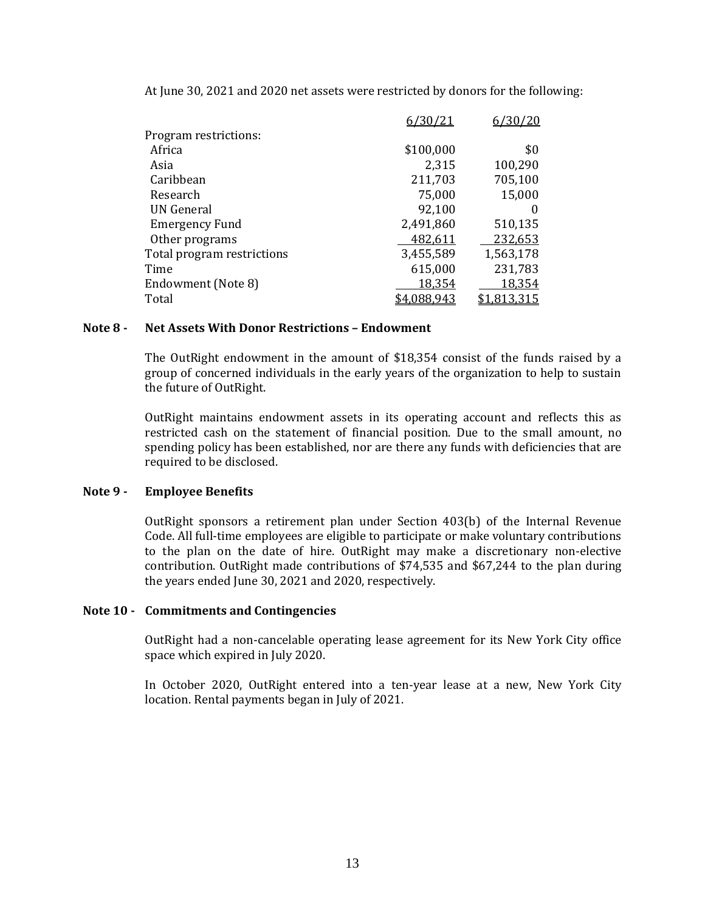At June 30, 2021 and 2020 net assets were restricted by donors for the following:

| | 6/30/21 | 6/30/20 |
|---|---|---|
| Program restrictions: | | |
| Africa | $100,000 | $0 |
| Asia | 2,315 | 100,290 |
| Caribbean | 211,703 | 705,100 |
| Research | 75,000 | 15,000 |
| UN General | 92,100 | 0 |
| Emergency Fund | 2,491,860 | 510,135 |
| Other programs | 482,611 | 232,653 |
| Total program restrictions | 3,455,589 | 1,563,178 |
| Time | 615,000 | 231,783 |
| Endowment (Note 8) | 18,354 | 18,354 |
| Total | $4,088,943 | $1,813,315 |

## Note 8 - Net Assets With Donor Restrictions – Endowment

The OutRight endowment in the amount of $18,354 consist of the funds raised by a group of concerned individuals in the early years of the organization to help to sustain the future of OutRight.

OutRight maintains endowment assets in its operating account and reflects this as restricted cash on the statement of financial position. Due to the small amount, no spending policy has been established, nor are there any funds with deficiencies that are required to be disclosed.

## Note 9 - Employee Benefits

OutRight sponsors a retirement plan under Section 403(b) of the Internal Revenue Code. All full-time employees are eligible to participate or make voluntary contributions to the plan on the date of hire. OutRight may make a discretionary non-elective contribution. OutRight made contributions of $74,535 and $67,244 to the plan during the years ended June 30, 2021 and 2020, respectively.

## Note 10 - Commitments and Contingencies

OutRight had a non-cancelable operating lease agreement for its New York City office space which expired in July 2020.

In October 2020, OutRight entered into a ten-year lease at a new, New York City location. Rental payments began in July of 2021.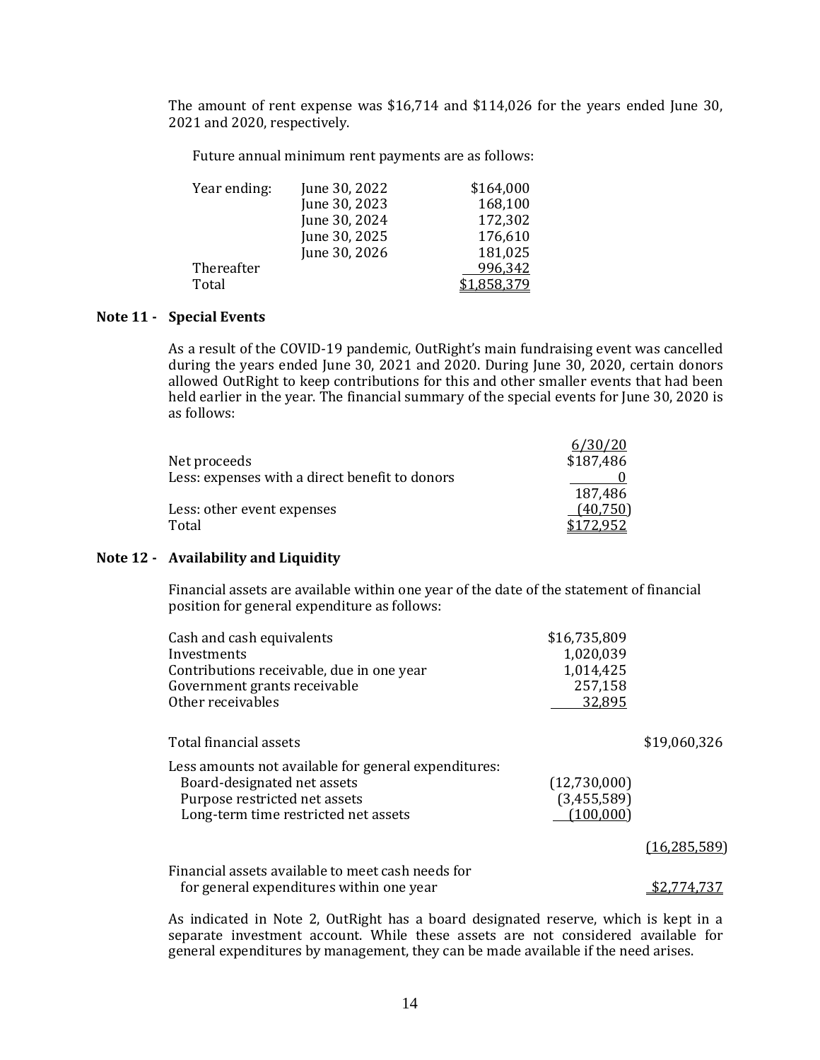The amount of rent expense was $16,714 and $114,026 for the years ended June 30, 2021 and 2020, respectively.

Future annual minimum rent payments are as follows:

| | | |
|---|---|---|
| Year ending: | June 30, 2022 | $164,000 |
| | June 30, 2023 | 168,100 |
| | June 30, 2024 | 172,302 |
| | June 30, 2025 | 176,610 |
| | June 30, 2026 | 181,025 |
| Thereafter | | 996,342 |
| Total | | $1,858,379 |

## Note 11 - Special Events

As a result of the COVID-19 pandemic, OutRight's main fundraising event was cancelled during the years ended June 30, 2021 and 2020. During June 30, 2020, certain donors allowed OutRight to keep contributions for this and other smaller events that had been held earlier in the year. The financial summary of the special events for June 30, 2020 is as follows:

| | 6/30/20 |
|---|---|
| Net proceeds | $187,486 |
| Less: expenses with a direct benefit to donors | 0 |
| | 187,486 |
| Less: other event expenses | (40,750) |
| Total | $172,952 |

## Note 12 - Availability and Liquidity

Financial assets are available within one year of the date of the statement of financial position for general expenditure as follows:

| | | |
|---|---|---|
| Cash and cash equivalents | $16,735,809 | |
| Investments | 1,020,039 | |
| Contributions receivable, due in one year | 1,014,425 | |
| Government grants receivable | 257,158 | |
| Other receivables | 32,895 | |
| Total financial assets | | $19,060,326 |
| Less amounts not available for general expenditures: | | |
| Board-designated net assets | (12,730,000) | |
| Purpose restricted net assets | (3,455,589) | |
| Long-term time restricted net assets | (100,000) | |
| | | (16,285,589) |
| Financial assets available to meet cash needs for for general expenditures within one year | | $2,774,737 |

As indicated in Note 2, OutRight has a board designated reserve, which is kept in a separate investment account. While these assets are not considered available for general expenditures by management, they can be made available if the need arises.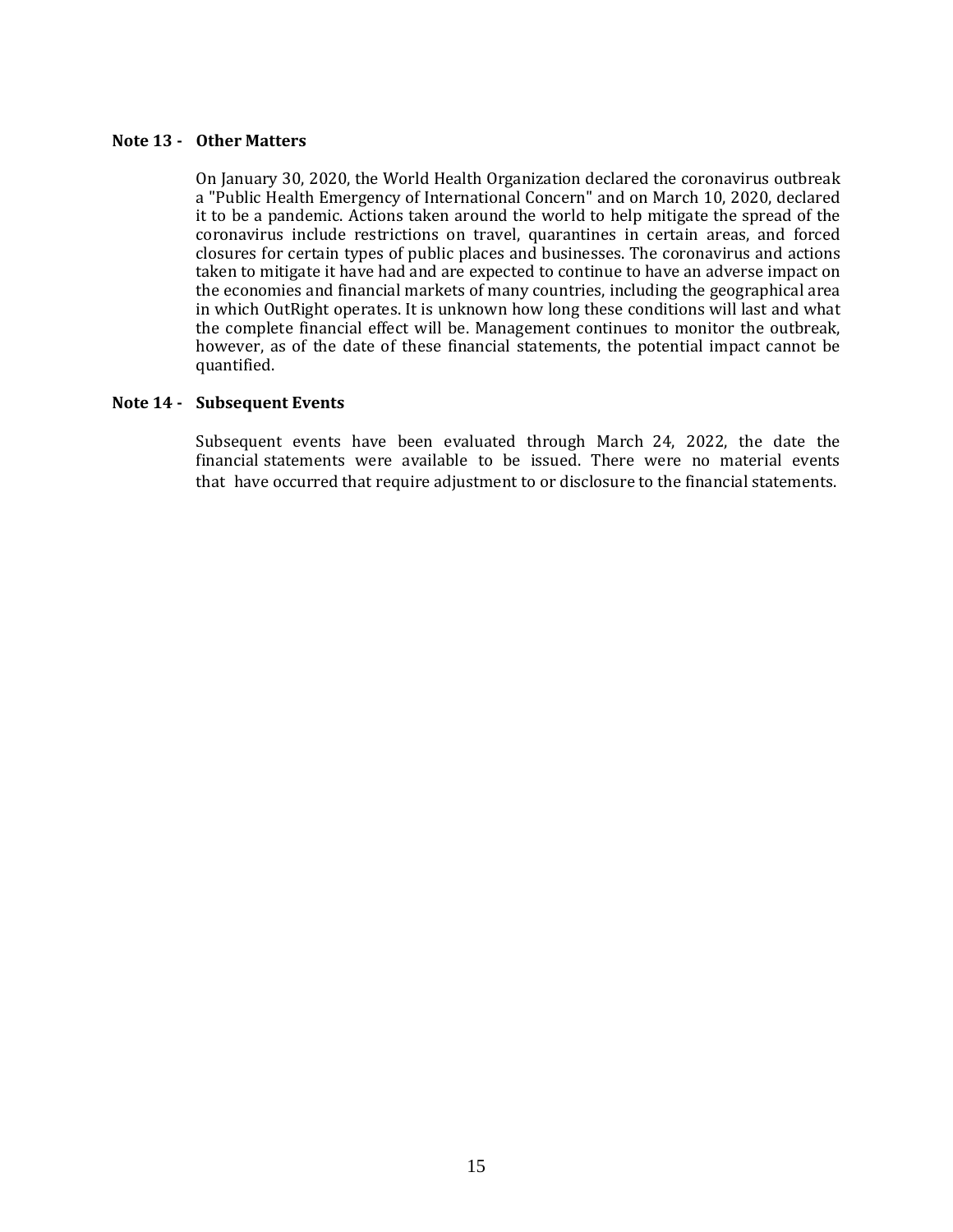## Note 13 - Other Matters

On January 30, 2020, the World Health Organization declared the coronavirus outbreak a "Public Health Emergency of International Concern" and on March 10, 2020, declared it to be a pandemic. Actions taken around the world to help mitigate the spread of the coronavirus include restrictions on travel, quarantines in certain areas, and forced closures for certain types of public places and businesses. The coronavirus and actions taken to mitigate it have had and are expected to continue to have an adverse impact on the economies and financial markets of many countries, including the geographical area in which OutRight operates. It is unknown how long these conditions will last and what the complete financial effect will be. Management continues to monitor the outbreak, however, as of the date of these financial statements, the potential impact cannot be quantified.

## Note 14 - Subsequent Events

Subsequent events have been evaluated through March 24, 2022, the date the financial statements were available to be issued. There were no material events that have occurred that require adjustment to or disclosure to the financial statements.